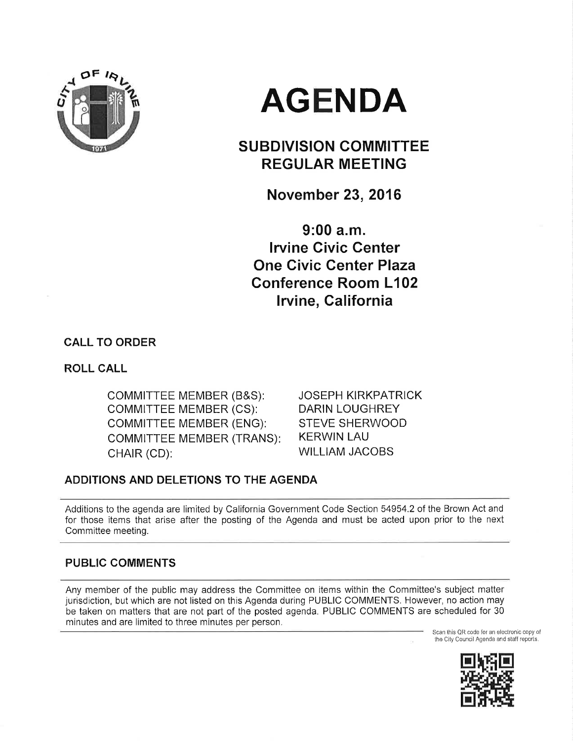# AGENDA

## SUBDIVISION COMMITTEE REGULAR MEETING

**November 23, 2016**

**9:00 a.m.**
**Irvine Civic Center**
**One Civic Center Plaza**
**Conference Room L102**
**Irvine, California**

### CALL TO ORDER

### ROLL CALL

| | |
|---|---|
| COMMITTEE MEMBER (B&S): | JOSEPH KIRKPATRICK |
| COMMITTEE MEMBER (CS): | DARIN LOUGHREY |
| COMMITTEE MEMBER (ENG): | STEVE SHERWOOD |
| COMMITTEE MEMBER (TRANS): | KERWIN LAU |
| CHAIR (CD): | WILLIAM JACOBS |

### ADDITIONS AND DELETIONS TO THE AGENDA

Additions to the agenda are limited by California Government Code Section 54954.2 of the Brown Act and for those items that arise after the posting of the Agenda and must be acted upon prior to the next Committee meeting.

### PUBLIC COMMENTS

Any member of the public may address the Committee on items within the Committee's subject matter jurisdiction, but which are not listed on this Agenda during PUBLIC COMMENTS. However, no action may be taken on matters that are not part of the posted agenda. PUBLIC COMMENTS are scheduled for 30 minutes and are limited to three minutes per person.

Scan this QR code for an electronic copy of the City Council Agenda and staff reports.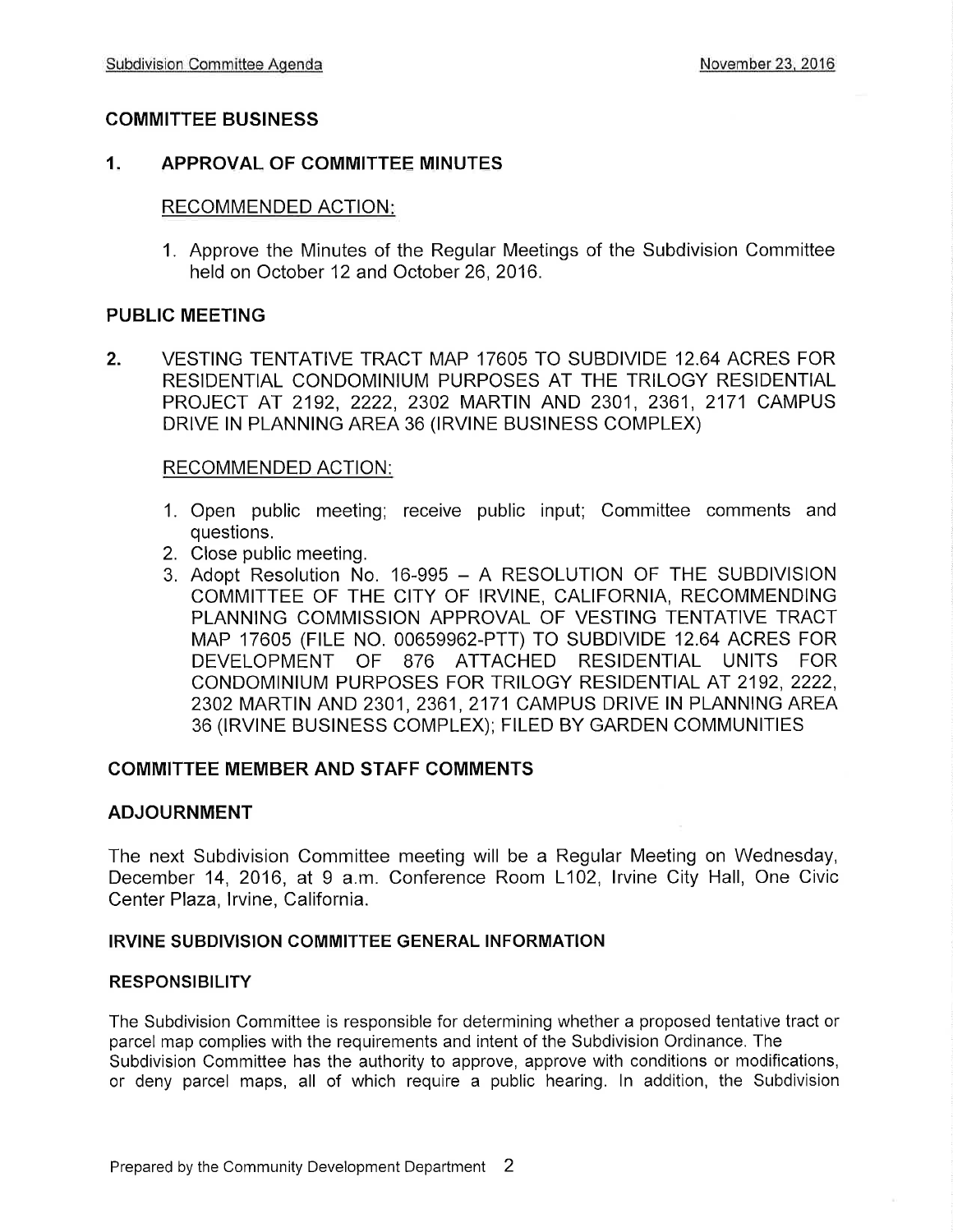## COMMITTEE BUSINESS

### 1. APPROVAL OF COMMITTEE MINUTES

RECOMMENDED ACTION:

1. Approve the Minutes of the Regular Meetings of the Subdivision Committee held on October 12 and October 26, 2016.

## PUBLIC MEETING

### 2. VESTING TENTATIVE TRACT MAP 17605 TO SUBDIVIDE 12.64 ACRES FOR RESIDENTIAL CONDOMINIUM PURPOSES AT THE TRILOGY RESIDENTIAL PROJECT AT 2192, 2222, 2302 MARTIN AND 2301, 2361, 2171 CAMPUS DRIVE IN PLANNING AREA 36 (IRVINE BUSINESS COMPLEX)

RECOMMENDED ACTION:

1. Open public meeting; receive public input; Committee comments and questions.
2. Close public meeting.
3. Adopt Resolution No. 16-995 – A RESOLUTION OF THE SUBDIVISION COMMITTEE OF THE CITY OF IRVINE, CALIFORNIA, RECOMMENDING PLANNING COMMISSION APPROVAL OF VESTING TENTATIVE TRACT MAP 17605 (FILE NO. 00659962-PTT) TO SUBDIVIDE 12.64 ACRES FOR DEVELOPMENT OF 876 ATTACHED RESIDENTIAL UNITS FOR CONDOMINIUM PURPOSES FOR TRILOGY RESIDENTIAL AT 2192, 2222, 2302 MARTIN AND 2301, 2361, 2171 CAMPUS DRIVE IN PLANNING AREA 36 (IRVINE BUSINESS COMPLEX); FILED BY GARDEN COMMUNITIES

## COMMITTEE MEMBER AND STAFF COMMENTS

## ADJOURNMENT

The next Subdivision Committee meeting will be a Regular Meeting on Wednesday, December 14, 2016, at 9 a.m. Conference Room L102, Irvine City Hall, One Civic Center Plaza, Irvine, California.

### IRVINE SUBDIVISION COMMITTEE GENERAL INFORMATION

### RESPONSIBILITY

The Subdivision Committee is responsible for determining whether a proposed tentative tract or parcel map complies with the requirements and intent of the Subdivision Ordinance. The Subdivision Committee has the authority to approve, approve with conditions or modifications, or deny parcel maps, all of which require a public hearing. In addition, the Subdivision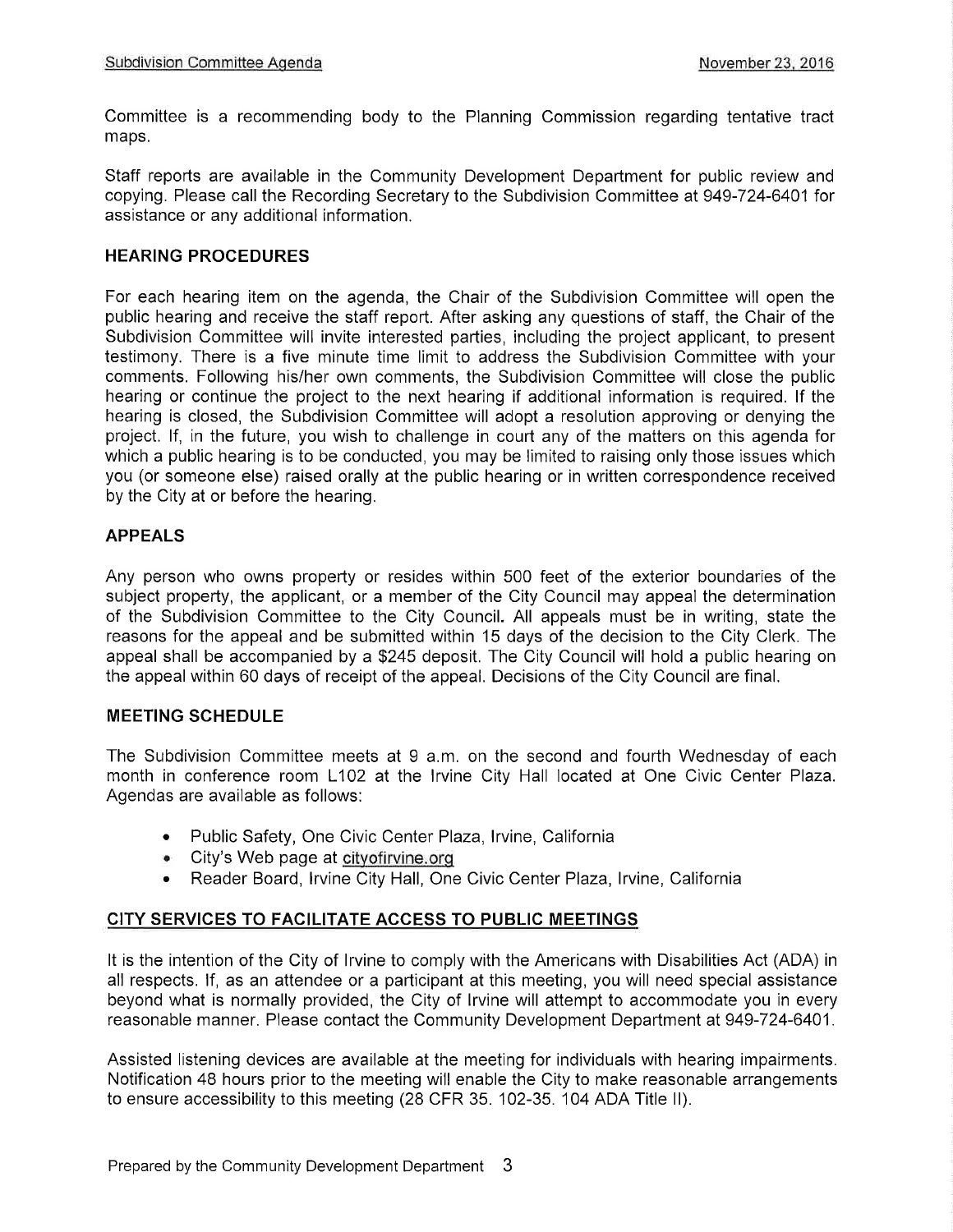Committee is a recommending body to the Planning Commission regarding tentative tract maps.

Staff reports are available in the Community Development Department for public review and copying. Please call the Recording Secretary to the Subdivision Committee at 949-724-6401 for assistance or any additional information.

### HEARING PROCEDURES

For each hearing item on the agenda, the Chair of the Subdivision Committee will open the public hearing and receive the staff report. After asking any questions of staff, the Chair of the Subdivision Committee will invite interested parties, including the project applicant, to present testimony. There is a five minute time limit to address the Subdivision Committee with your comments. Following his/her own comments, the Subdivision Committee will close the public hearing or continue the project to the next hearing if additional information is required. If the hearing is closed, the Subdivision Committee will adopt a resolution approving or denying the project. If, in the future, you wish to challenge in court any of the matters on this agenda for which a public hearing is to be conducted, you may be limited to raising only those issues which you (or someone else) raised orally at the public hearing or in written correspondence received by the City at or before the hearing.

### APPEALS

Any person who owns property or resides within 500 feet of the exterior boundaries of the subject property, the applicant, or a member of the City Council may appeal the determination of the Subdivision Committee to the City Council. All appeals must be in writing, state the reasons for the appeal and be submitted within 15 days of the decision to the City Clerk. The appeal shall be accompanied by a $245 deposit. The City Council will hold a public hearing on the appeal within 60 days of receipt of the appeal. Decisions of the City Council are final.

### MEETING SCHEDULE

The Subdivision Committee meets at 9 a.m. on the second and fourth Wednesday of each month in conference room L102 at the Irvine City Hall located at One Civic Center Plaza. Agendas are available as follows:

- Public Safety, One Civic Center Plaza, Irvine, California
- City's Web page at cityofirvine.org
- Reader Board, Irvine City Hall, One Civic Center Plaza, Irvine, California

### CITY SERVICES TO FACILITATE ACCESS TO PUBLIC MEETINGS

It is the intention of the City of Irvine to comply with the Americans with Disabilities Act (ADA) in all respects. If, as an attendee or a participant at this meeting, you will need special assistance beyond what is normally provided, the City of Irvine will attempt to accommodate you in every reasonable manner. Please contact the Community Development Department at 949-724-6401.

Assisted listening devices are available at the meeting for individuals with hearing impairments. Notification 48 hours prior to the meeting will enable the City to make reasonable arrangements to ensure accessibility to this meeting (28 CFR 35. 102-35. 104 ADA Title II).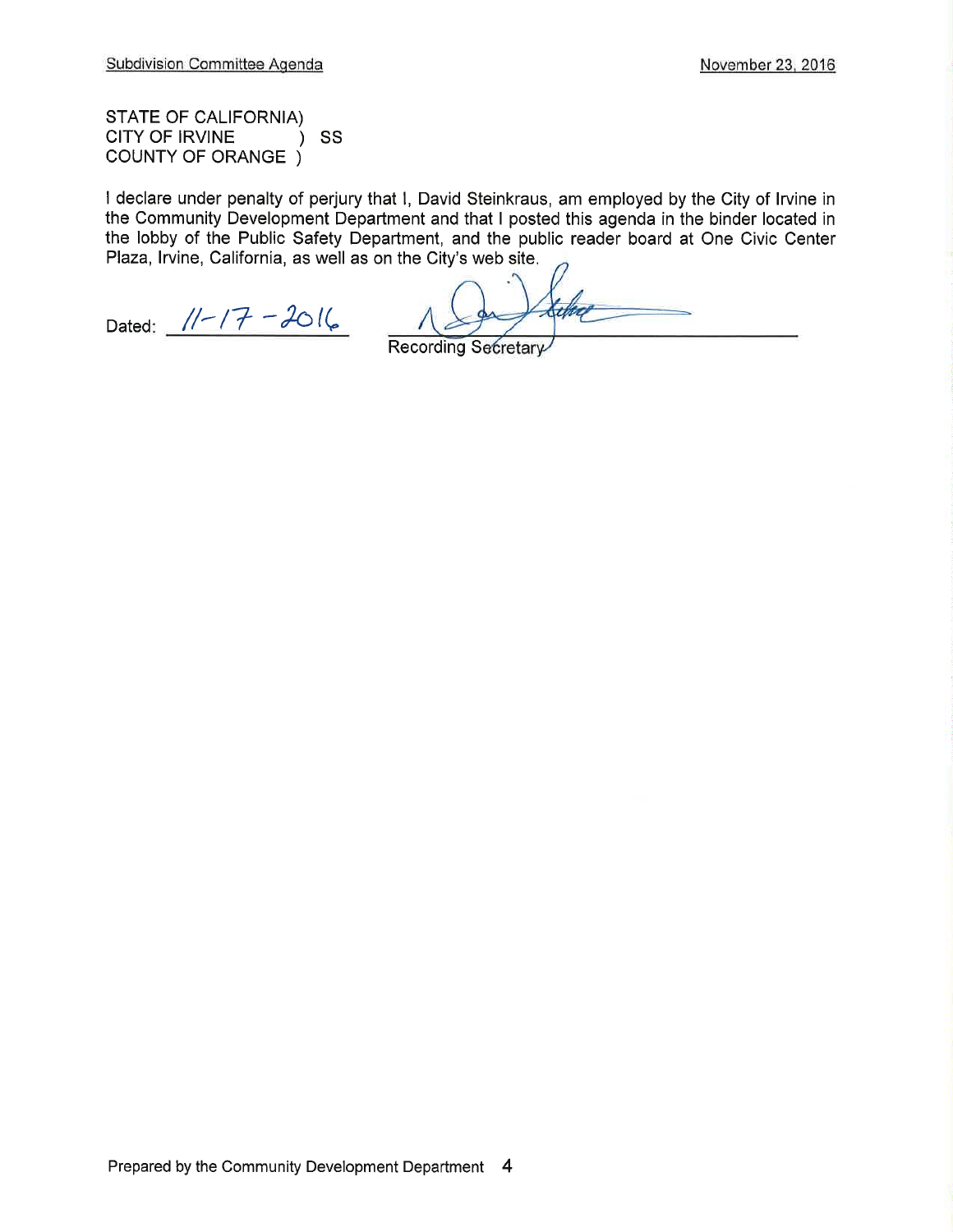STATE OF CALIFORNIA)
CITY OF IRVINE ) SS
COUNTY OF ORANGE )

I declare under penalty of perjury that I, David Steinkraus, am employed by the City of Irvine in the Community Development Department and that I posted this agenda in the binder located in the lobby of the Public Safety Department, and the public reader board at One Civic Center Plaza, Irvine, California, as well as on the City's web site.

Dated: 11-17-2016

Recording Secretary